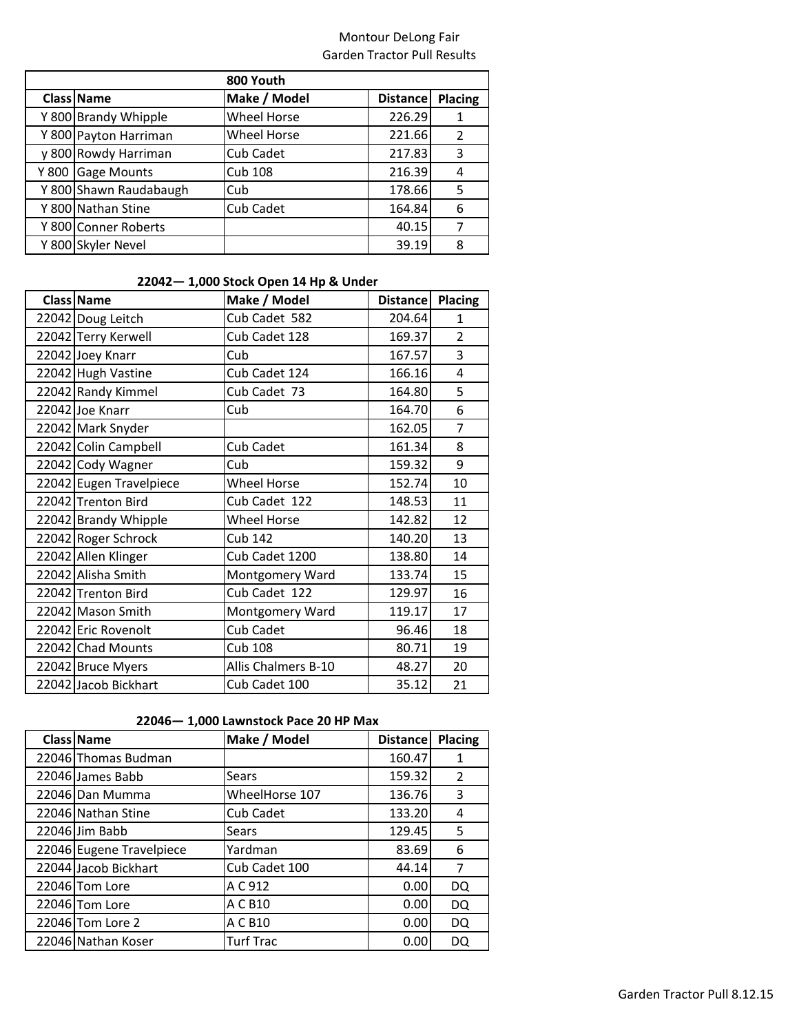# Montour DeLong Fair
## Garden Tractor Pull Results

| 800 Youth | | | | |
|---|---|---|---|---|
| **Class** | **Name** | **Make / Model** | **Distance** | **Placing** |
| Y 800 | Brandy Whipple | Wheel Horse | 226.29 | 1 |
| Y 800 | Payton Harriman | Wheel Horse | 221.66 | 2 |
| y 800 | Rowdy Harriman | Cub Cadet | 217.83 | 3 |
| Y 800 | Gage Mounts | Cub 108 | 216.39 | 4 |
| Y 800 | Shawn Raudabaugh | Cub | 178.66 | 5 |
| Y 800 | Nathan Stine | Cub Cadet | 164.84 | 6 |
| Y 800 | Conner Roberts | | 40.15 | 7 |
| Y 800 | Skyler Nevel | | 39.19 | 8 |

**22042— 1,000 Stock Open 14 Hp & Under**

| Class | Name | Make / Model | Distance | Placing |
|---|---|---|---|---|
| 22042 | Doug Leitch | Cub Cadet 582 | 204.64 | 1 |
| 22042 | Terry Kerwell | Cub Cadet 128 | 169.37 | 2 |
| 22042 | Joey Knarr | Cub | 167.57 | 3 |
| 22042 | Hugh Vastine | Cub Cadet 124 | 166.16 | 4 |
| 22042 | Randy Kimmel | Cub Cadet 73 | 164.80 | 5 |
| 22042 | Joe Knarr | Cub | 164.70 | 6 |
| 22042 | Mark Snyder | | 162.05 | 7 |
| 22042 | Colin Campbell | Cub Cadet | 161.34 | 8 |
| 22042 | Cody Wagner | Cub | 159.32 | 9 |
| 22042 | Eugen Travelpiece | Wheel Horse | 152.74 | 10 |
| 22042 | Trenton Bird | Cub Cadet 122 | 148.53 | 11 |
| 22042 | Brandy Whipple | Wheel Horse | 142.82 | 12 |
| 22042 | Roger Schrock | Cub 142 | 140.20 | 13 |
| 22042 | Allen Klinger | Cub Cadet 1200 | 138.80 | 14 |
| 22042 | Alisha Smith | Montgomery Ward | 133.74 | 15 |
| 22042 | Trenton Bird | Cub Cadet 122 | 129.97 | 16 |
| 22042 | Mason Smith | Montgomery Ward | 119.17 | 17 |
| 22042 | Eric Rovenolt | Cub Cadet | 96.46 | 18 |
| 22042 | Chad Mounts | Cub 108 | 80.71 | 19 |
| 22042 | Bruce Myers | Allis Chalmers B-10 | 48.27 | 20 |
| 22042 | Jacob Bickhart | Cub Cadet 100 | 35.12 | 21 |

**22046— 1,000 Lawnstock Pace 20 HP Max**

| Class | Name | Make / Model | Distance | Placing |
|---|---|---|---|---|
| 22046 | Thomas Budman | | 160.47 | 1 |
| 22046 | James Babb | Sears | 159.32 | 2 |
| 22046 | Dan Mumma | WheelHorse 107 | 136.76 | 3 |
| 22046 | Nathan Stine | Cub Cadet | 133.20 | 4 |
| 22046 | Jim Babb | Sears | 129.45 | 5 |
| 22046 | Eugene Travelpiece | Yardman | 83.69 | 6 |
| 22044 | Jacob Bickhart | Cub Cadet 100 | 44.14 | 7 |
| 22046 | Tom Lore | A C 912 | 0.00 | DQ |
| 22046 | Tom Lore | A C B10 | 0.00 | DQ |
| 22046 | Tom Lore 2 | A C B10 | 0.00 | DQ |
| 22046 | Nathan Koser | Turf Trac | 0.00 | DQ |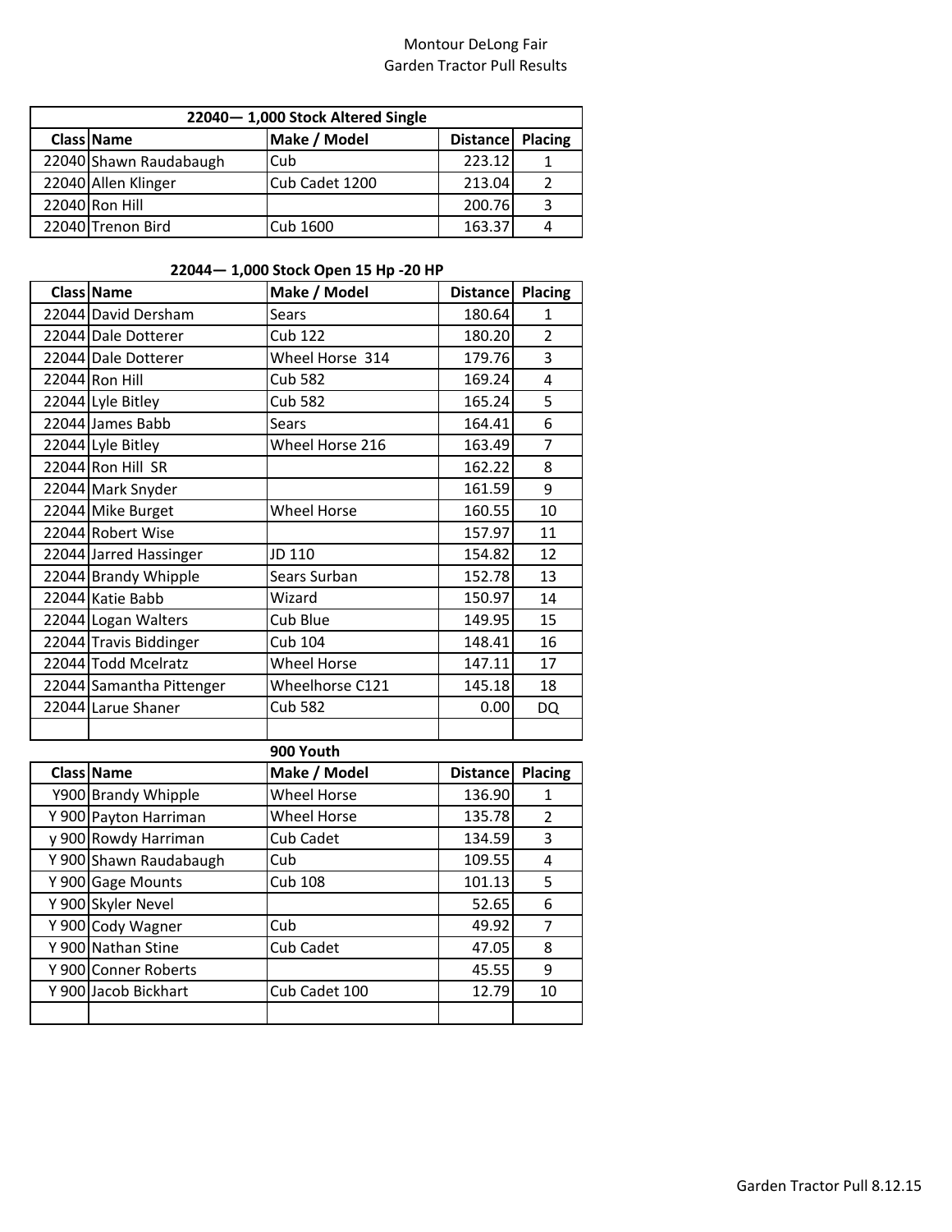Montour DeLong Fair
Garden Tractor Pull Results

| 22040— 1,000 Stock Altered Single | | | | |
|---|---|---|---|---|
| Class | Name | Make / Model | Distance | Placing |
| 22040 | Shawn Raudabaugh | Cub | 223.12 | 1 |
| 22040 | Allen Klinger | Cub Cadet 1200 | 213.04 | 2 |
| 22040 | Ron Hill | | 200.76 | 3 |
| 22040 | Trenon Bird | Cub 1600 | 163.37 | 4 |

**22044— 1,000 Stock Open 15 Hp -20 HP**

| Class | Name | Make / Model | Distance | Placing |
|---|---|---|---|---|
| 22044 | David Dersham | Sears | 180.64 | 1 |
| 22044 | Dale Dotterer | Cub 122 | 180.20 | 2 |
| 22044 | Dale Dotterer | Wheel Horse 314 | 179.76 | 3 |
| 22044 | Ron Hill | Cub 582 | 169.24 | 4 |
| 22044 | Lyle Bitley | Cub 582 | 165.24 | 5 |
| 22044 | James Babb | Sears | 164.41 | 6 |
| 22044 | Lyle Bitley | Wheel Horse 216 | 163.49 | 7 |
| 22044 | Ron Hill SR | | 162.22 | 8 |
| 22044 | Mark Snyder | | 161.59 | 9 |
| 22044 | Mike Burget | Wheel Horse | 160.55 | 10 |
| 22044 | Robert Wise | | 157.97 | 11 |
| 22044 | Jarred Hassinger | JD 110 | 154.82 | 12 |
| 22044 | Brandy Whipple | Sears Surban | 152.78 | 13 |
| 22044 | Katie Babb | Wizard | 150.97 | 14 |
| 22044 | Logan Walters | Cub Blue | 149.95 | 15 |
| 22044 | Travis Biddinger | Cub 104 | 148.41 | 16 |
| 22044 | Todd Mcelratz | Wheel Horse | 147.11 | 17 |
| 22044 | Samantha Pittenger | Wheelhorse C121 | 145.18 | 18 |
| 22044 | Larue Shaner | Cub 582 | 0.00 | DQ |
| | | | | |

**900 Youth**

| Class | Name | Make / Model | Distance | Placing |
|---|---|---|---|---|
| Y900 | Brandy Whipple | Wheel Horse | 136.90 | 1 |
| Y 900 | Payton Harriman | Wheel Horse | 135.78 | 2 |
| y 900 | Rowdy Harriman | Cub Cadet | 134.59 | 3 |
| Y 900 | Shawn Raudabaugh | Cub | 109.55 | 4 |
| Y 900 | Gage Mounts | Cub 108 | 101.13 | 5 |
| Y 900 | Skyler Nevel | | 52.65 | 6 |
| Y 900 | Cody Wagner | Cub | 49.92 | 7 |
| Y 900 | Nathan Stine | Cub Cadet | 47.05 | 8 |
| Y 900 | Conner Roberts | | 45.55 | 9 |
| Y 900 | Jacob Bickhart | Cub Cadet 100 | 12.79 | 10 |
| | | | | |

Garden Tractor Pull 8.12.15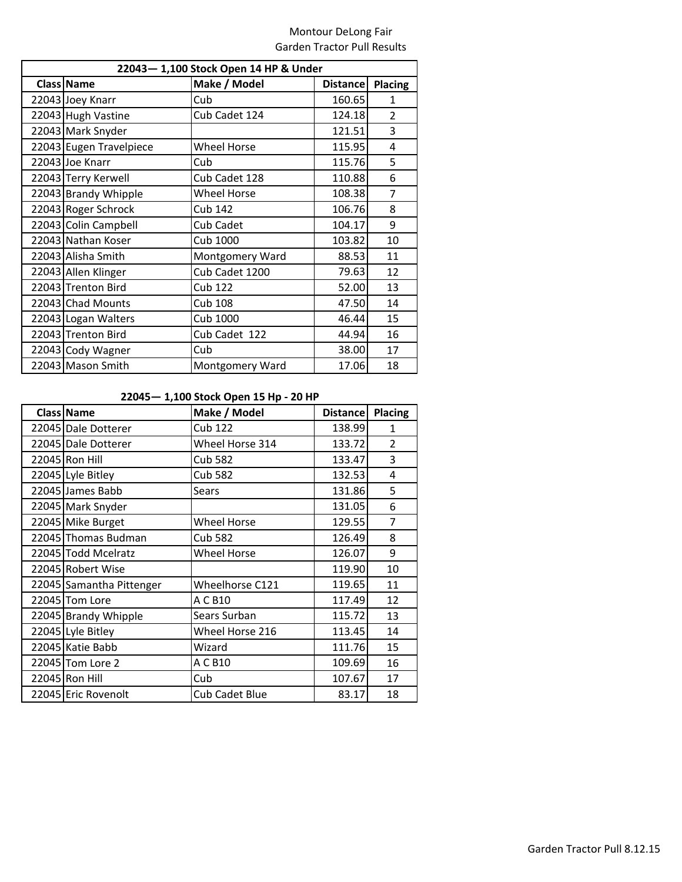Montour DeLong Fair
Garden Tractor Pull Results

| 22043— 1,100 Stock Open 14 HP & Under | | | | |
|---|---|---|---|---|
| **Class** | **Name** | **Make / Model** | **Distance** | **Placing** |
| 22043 | Joey Knarr | Cub | 160.65 | 1 |
| 22043 | Hugh Vastine | Cub Cadet 124 | 124.18 | 2 |
| 22043 | Mark Snyder | | 121.51 | 3 |
| 22043 | Eugen Travelpiece | Wheel Horse | 115.95 | 4 |
| 22043 | Joe Knarr | Cub | 115.76 | 5 |
| 22043 | Terry Kerwell | Cub Cadet 128 | 110.88 | 6 |
| 22043 | Brandy Whipple | Wheel Horse | 108.38 | 7 |
| 22043 | Roger Schrock | Cub 142 | 106.76 | 8 |
| 22043 | Colin Campbell | Cub Cadet | 104.17 | 9 |
| 22043 | Nathan Koser | Cub 1000 | 103.82 | 10 |
| 22043 | Alisha Smith | Montgomery Ward | 88.53 | 11 |
| 22043 | Allen Klinger | Cub Cadet 1200 | 79.63 | 12 |
| 22043 | Trenton Bird | Cub 122 | 52.00 | 13 |
| 22043 | Chad Mounts | Cub 108 | 47.50 | 14 |
| 22043 | Logan Walters | Cub 1000 | 46.44 | 15 |
| 22043 | Trenton Bird | Cub Cadet 122 | 44.94 | 16 |
| 22043 | Cody Wagner | Cub | 38.00 | 17 |
| 22043 | Mason Smith | Montgomery Ward | 17.06 | 18 |

| 22045— 1,100 Stock Open 15 Hp - 20 HP | | | | |
|---|---|---|---|---|
| **Class** | **Name** | **Make / Model** | **Distance** | **Placing** |
| 22045 | Dale Dotterer | Cub 122 | 138.99 | 1 |
| 22045 | Dale Dotterer | Wheel Horse 314 | 133.72 | 2 |
| 22045 | Ron Hill | Cub 582 | 133.47 | 3 |
| 22045 | Lyle Bitley | Cub 582 | 132.53 | 4 |
| 22045 | James Babb | Sears | 131.86 | 5 |
| 22045 | Mark Snyder | | 131.05 | 6 |
| 22045 | Mike Burget | Wheel Horse | 129.55 | 7 |
| 22045 | Thomas Budman | Cub 582 | 126.49 | 8 |
| 22045 | Todd Mcelratz | Wheel Horse | 126.07 | 9 |
| 22045 | Robert Wise | | 119.90 | 10 |
| 22045 | Samantha Pittenger | Wheelhorse C121 | 119.65 | 11 |
| 22045 | Tom Lore | A C B10 | 117.49 | 12 |
| 22045 | Brandy Whipple | Sears Surban | 115.72 | 13 |
| 22045 | Lyle Bitley | Wheel Horse 216 | 113.45 | 14 |
| 22045 | Katie Babb | Wizard | 111.76 | 15 |
| 22045 | Tom Lore 2 | A C B10 | 109.69 | 16 |
| 22045 | Ron Hill | Cub | 107.67 | 17 |
| 22045 | Eric Rovenolt | Cub Cadet Blue | 83.17 | 18 |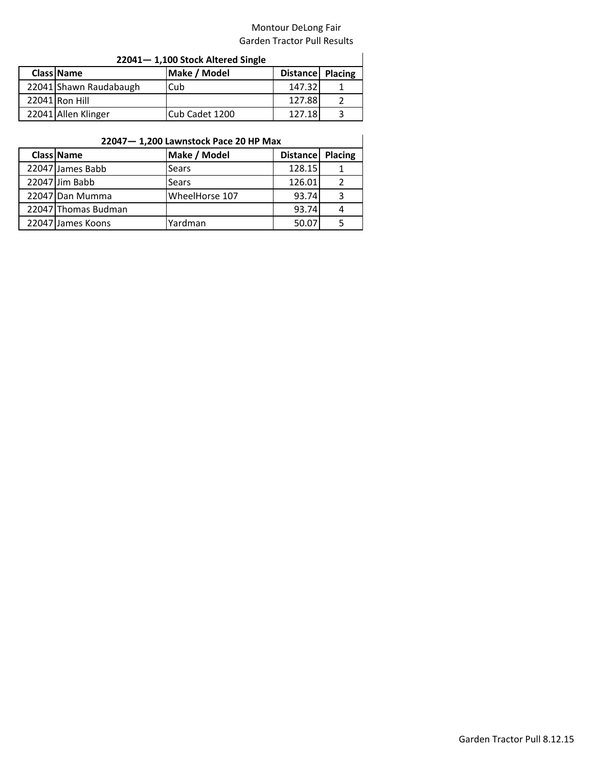Montour DeLong Fair
Garden Tractor Pull Results

### 22041— 1,100 Stock Altered Single

| Class | Name | Make / Model | Distance | Placing |
|---|---|---|---|---|
| 22041 | Shawn Raudabaugh | Cub | 147.32 | 1 |
| 22041 | Ron Hill | | 127.88 | 2 |
| 22041 | Allen Klinger | Cub Cadet 1200 | 127.18 | 3 |

### 22047— 1,200 Lawnstock Pace 20 HP Max

| Class | Name | Make / Model | Distance | Placing |
|---|---|---|---|---|
| 22047 | James Babb | Sears | 128.15 | 1 |
| 22047 | Jim Babb | Sears | 126.01 | 2 |
| 22047 | Dan Mumma | WheelHorse 107 | 93.74 | 3 |
| 22047 | Thomas Budman | | 93.74 | 4 |
| 22047 | James Koons | Yardman | 50.07 | 5 |